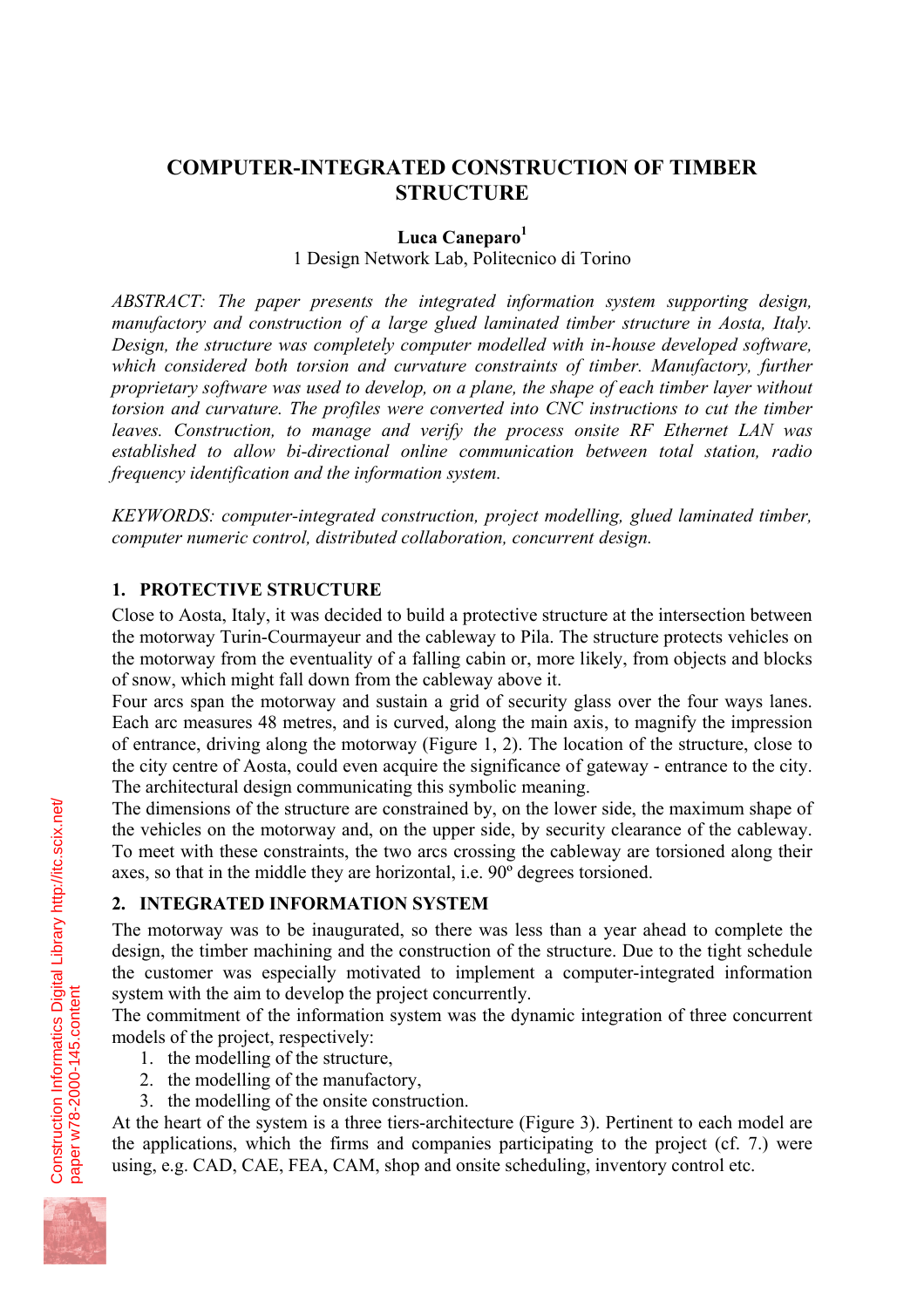# COMPUTER-INTEGRATED CONSTRUCTION OF TIMBER STRUCTURE

**Luca Caneparo**[1]

1 Design Network Lab, Politecnico di Torino

*ABSTRACT: The paper presents the integrated information system supporting design, manufactory and construction of a large glued laminated timber structure in Aosta, Italy. Design, the structure was completely computer modelled with in-house developed software, which considered both torsion and curvature constraints of timber. Manufactory, further proprietary software was used to develop, on a plane, the shape of each timber layer without torsion and curvature. The profiles were converted into CNC instructions to cut the timber leaves. Construction, to manage and verify the process onsite RF Ethernet LAN was established to allow bi-directional online communication between total station, radio frequency identification and the information system.*

*KEYWORDS: computer-integrated construction, project modelling, glued laminated timber, computer numeric control, distributed collaboration, concurrent design.*

## 1. PROTECTIVE STRUCTURE

Close to Aosta, Italy, it was decided to build a protective structure at the intersection between the motorway Turin-Courmayeur and the cableway to Pila. The structure protects vehicles on the motorway from the eventuality of a falling cabin or, more likely, from objects and blocks of snow, which might fall down from the cableway above it.

Four arcs span the motorway and sustain a grid of security glass over the four ways lanes. Each arc measures 48 metres, and is curved, along the main axis, to magnify the impression of entrance, driving along the motorway (Figure 1, 2). The location of the structure, close to the city centre of Aosta, could even acquire the significance of gateway - entrance to the city. The architectural design communicating this symbolic meaning.

The dimensions of the structure are constrained by, on the lower side, the maximum shape of the vehicles on the motorway and, on the upper side, by security clearance of the cableway. To meet with these constraints, the two arcs crossing the cableway are torsioned along their axes, so that in the middle they are horizontal, i.e. 90º degrees torsioned.

## 2. INTEGRATED INFORMATION SYSTEM

The motorway was to be inaugurated, so there was less than a year ahead to complete the design, the timber machining and the construction of the structure. Due to the tight schedule the customer was especially motivated to implement a computer-integrated information system with the aim to develop the project concurrently.

The commitment of the information system was the dynamic integration of three concurrent models of the project, respectively:

1. the modelling of the structure,
2. the modelling of the manufactory,
3. the modelling of the onsite construction.

At the heart of the system is a three tiers-architecture (Figure 3). Pertinent to each model are the applications, which the firms and companies participating to the project (cf. 7.) were using, e.g. CAD, CAE, FEA, CAM, shop and onsite scheduling, inventory control etc.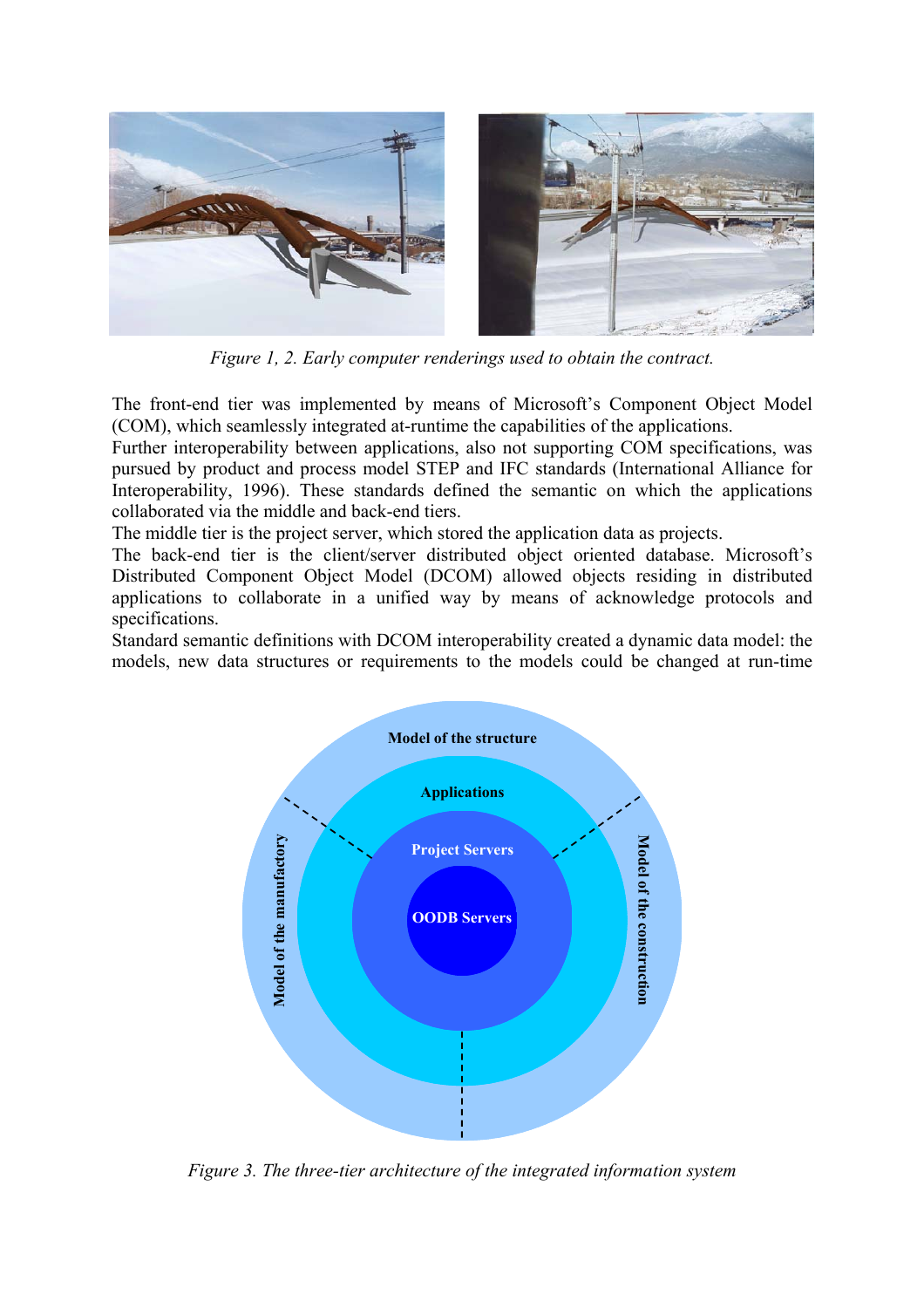*Figure 1, 2. Early computer renderings used to obtain the contract.*

The front-end tier was implemented by means of Microsoft's Component Object Model (COM), which seamlessly integrated at-runtime the capabilities of the applications.
Further interoperability between applications, also not supporting COM specifications, was pursued by product and process model STEP and IFC standards (International Alliance for Interoperability, 1996). These standards defined the semantic on which the applications collaborated via the middle and back-end tiers.
The middle tier is the project server, which stored the application data as projects.
The back-end tier is the client/server distributed object oriented database. Microsoft's Distributed Component Object Model (DCOM) allowed objects residing in distributed applications to collaborate in a unified way by means of acknowledge protocols and specifications.
Standard semantic definitions with DCOM interoperability created a dynamic data model: the models, new data structures or requirements to the models could be changed at run-time

*Figure 3. The three-tier architecture of the integrated information system*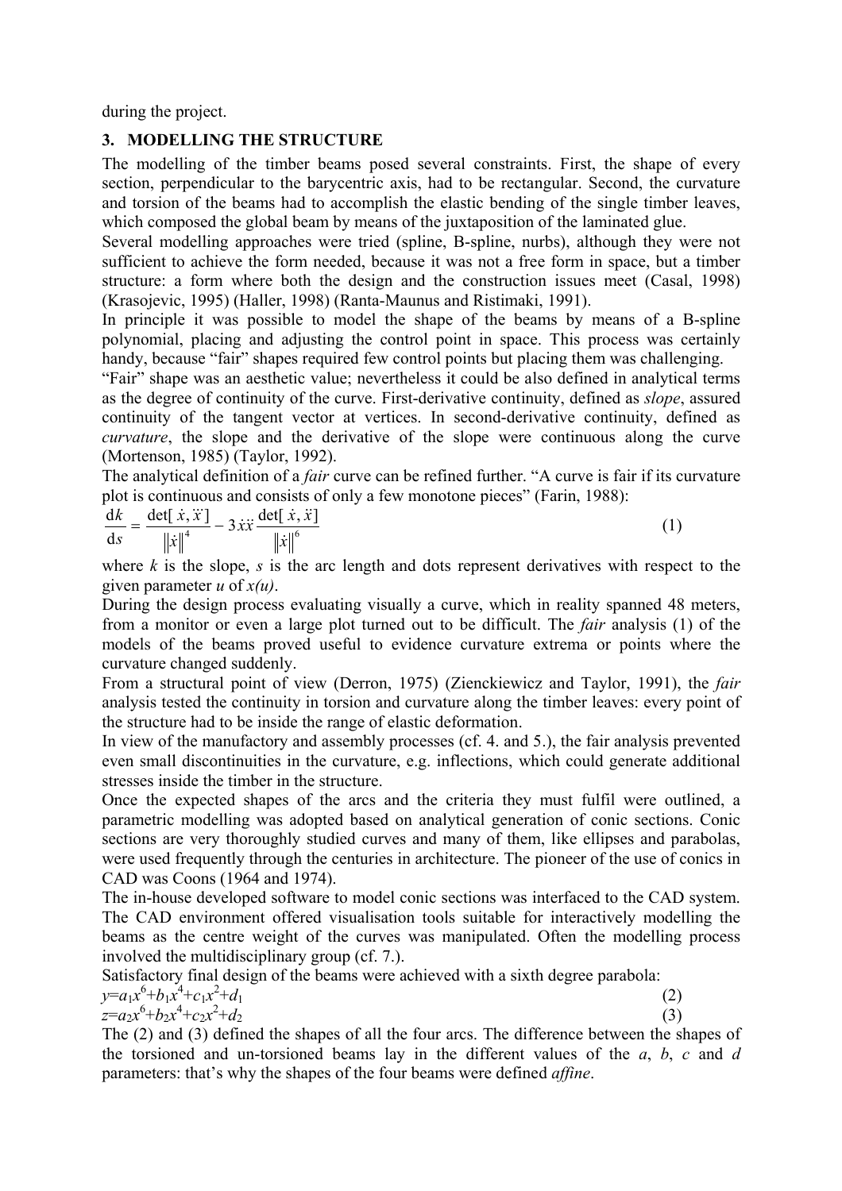during the project.

## 3. MODELLING THE STRUCTURE

The modelling of the timber beams posed several constraints. First, the shape of every section, perpendicular to the barycentric axis, had to be rectangular. Second, the curvature and torsion of the beams had to accomplish the elastic bending of the single timber leaves, which composed the global beam by means of the juxtaposition of the laminated glue.

Several modelling approaches were tried (spline, B-spline, nurbs), although they were not sufficient to achieve the form needed, because it was not a free form in space, but a timber structure: a form where both the design and the construction issues meet (Casal, 1998) (Krasojevic, 1995) (Haller, 1998) (Ranta-Maunus and Ristimaki, 1991).

In principle it was possible to model the shape of the beams by means of a B-spline polynomial, placing and adjusting the control point in space. This process was certainly handy, because "fair" shapes required few control points but placing them was challenging.

"Fair" shape was an aesthetic value; nevertheless it could be also defined in analytical terms as the degree of continuity of the curve. First-derivative continuity, defined as *slope*, assured continuity of the tangent vector at vertices. In second-derivative continuity, defined as *curvature*, the slope and the derivative of the slope were continuous along the curve (Mortenson, 1985) (Taylor, 1992).

The analytical definition of a *fair* curve can be refined further. "A curve is fair if its curvature plot is continuous and consists of only a few monotone pieces" (Farin, 1988):

$$\frac{\mathrm{d}k}{\mathrm{d}s} = \frac{\det[\dot{x}, \dddot{x}]}{\|\dot{x}\|^4} - 3\dot{x}\ddot{x}\frac{\det[\dot{x}, \ddot{x}]}{\|\dot{x}\|^6} \tag{1}$$

where $k$ is the slope, $s$ is the arc length and dots represent derivatives with respect to the given parameter $u$ of $x(u)$.

During the design process evaluating visually a curve, which in reality spanned 48 meters, from a monitor or even a large plot turned out to be difficult. The *fair* analysis (1) of the models of the beams proved useful to evidence curvature extrema or points where the curvature changed suddenly.

From a structural point of view (Derron, 1975) (Zienckiewicz and Taylor, 1991), the *fair* analysis tested the continuity in torsion and curvature along the timber leaves: every point of the structure had to be inside the range of elastic deformation.

In view of the manufactory and assembly processes (cf. 4. and 5.), the fair analysis prevented even small discontinuities in the curvature, e.g. inflections, which could generate additional stresses inside the timber in the structure.

Once the expected shapes of the arcs and the criteria they must fulfil were outlined, a parametric modelling was adopted based on analytical generation of conic sections. Conic sections are very thoroughly studied curves and many of them, like ellipses and parabolas, were used frequently through the centuries in architecture. The pioneer of the use of conics in CAD was Coons (1964 and 1974).

The in-house developed software to model conic sections was interfaced to the CAD system. The CAD environment offered visualisation tools suitable for interactively modelling the beams as the centre weight of the curves was manipulated. Often the modelling process involved the multidisciplinary group (cf. 7.).

Satisfactory final design of the beams were achieved with a sixth degree parabola:

$$y=a_1x^6+b_1x^4+c_1x^2+d_1 \tag{2}$$

$$z=a_2x^6+b_2x^4+c_2x^2+d_2 \tag{3}$$

The (2) and (3) defined the shapes of all the four arcs. The difference between the shapes of the torsioned and un-torsioned beams lay in the different values of the $a$, $b$, $c$ and $d$ parameters: that's why the shapes of the four beams were defined *affine*.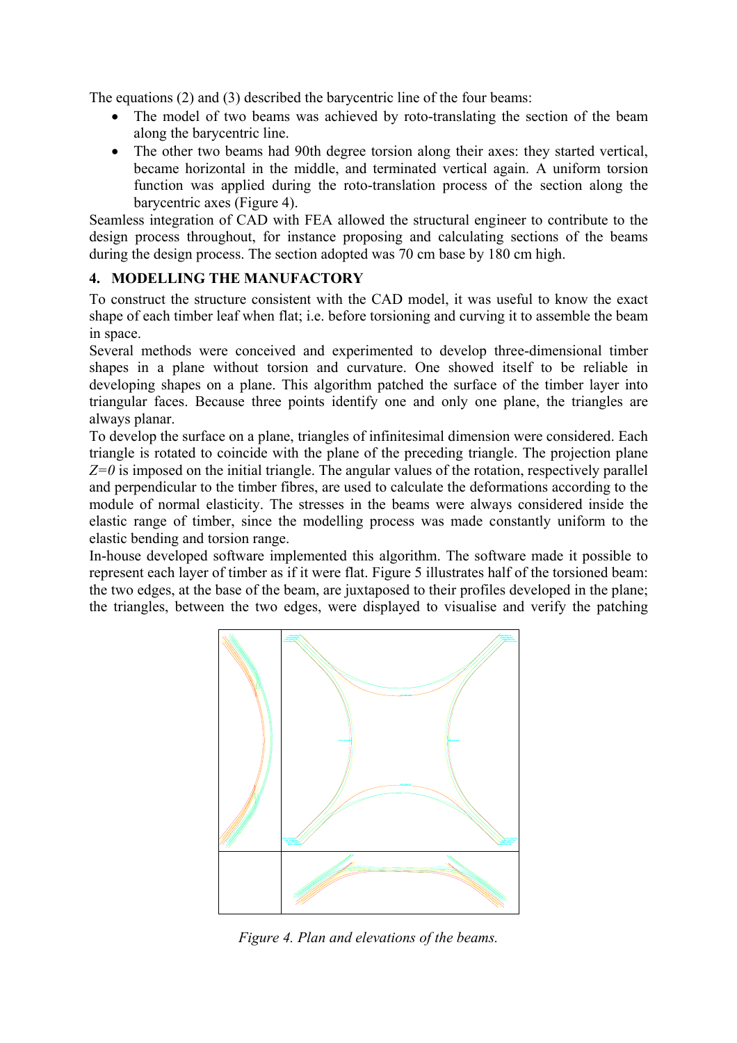The equations (2) and (3) described the barycentric line of the four beams:

- The model of two beams was achieved by roto-translating the section of the beam along the barycentric line.
- The other two beams had 90th degree torsion along their axes: they started vertical, became horizontal in the middle, and terminated vertical again. A uniform torsion function was applied during the roto-translation process of the section along the barycentric axes (Figure 4).

Seamless integration of CAD with FEA allowed the structural engineer to contribute to the design process throughout, for instance proposing and calculating sections of the beams during the design process. The section adopted was 70 cm base by 180 cm high.

## 4. MODELLING THE MANUFACTORY

To construct the structure consistent with the CAD model, it was useful to know the exact shape of each timber leaf when flat; i.e. before torsioning and curving it to assemble the beam in space.

Several methods were conceived and experimented to develop three-dimensional timber shapes in a plane without torsion and curvature. One showed itself to be reliable in developing shapes on a plane. This algorithm patched the surface of the timber layer into triangular faces. Because three points identify one and only one plane, the triangles are always planar.

To develop the surface on a plane, triangles of infinitesimal dimension were considered. Each triangle is rotated to coincide with the plane of the preceding triangle. The projection plane $Z=0$ is imposed on the initial triangle. The angular values of the rotation, respectively parallel and perpendicular to the timber fibres, are used to calculate the deformations according to the module of normal elasticity. The stresses in the beams were always considered inside the elastic range of timber, since the modelling process was made constantly uniform to the elastic bending and torsion range.

In-house developed software implemented this algorithm. The software made it possible to represent each layer of timber as if it were flat. Figure 5 illustrates half of the torsioned beam: the two edges, at the base of the beam, are juxtaposed to their profiles developed in the plane; the triangles, between the two edges, were displayed to visualise and verify the patching

*Figure 4. Plan and elevations of the beams.*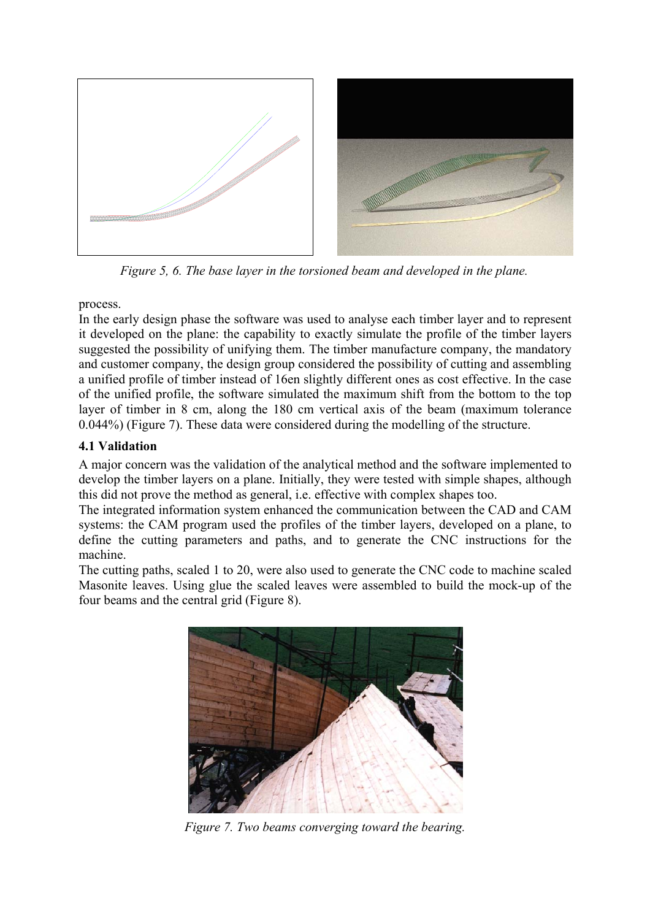*Figure 5, 6. The base layer in the torsioned beam and developed in the plane.*

process.

In the early design phase the software was used to analyse each timber layer and to represent it developed on the plane: the capability to exactly simulate the profile of the timber layers suggested the possibility of unifying them. The timber manufacture company, the mandatory and customer company, the design group considered the possibility of cutting and assembling a unified profile of timber instead of 16en slightly different ones as cost effective. In the case of the unified profile, the software simulated the maximum shift from the bottom to the top layer of timber in 8 cm, along the 180 cm vertical axis of the beam (maximum tolerance 0.044%) (Figure 7). These data were considered during the modelling of the structure.

### 4.1 Validation

A major concern was the validation of the analytical method and the software implemented to develop the timber layers on a plane. Initially, they were tested with simple shapes, although this did not prove the method as general, i.e. effective with complex shapes too.

The integrated information system enhanced the communication between the CAD and CAM systems: the CAM program used the profiles of the timber layers, developed on a plane, to define the cutting parameters and paths, and to generate the CNC instructions for the machine.

The cutting paths, scaled 1 to 20, were also used to generate the CNC code to machine scaled Masonite leaves. Using glue the scaled leaves were assembled to build the mock-up of the four beams and the central grid (Figure 8).

*Figure 7. Two beams converging toward the bearing.*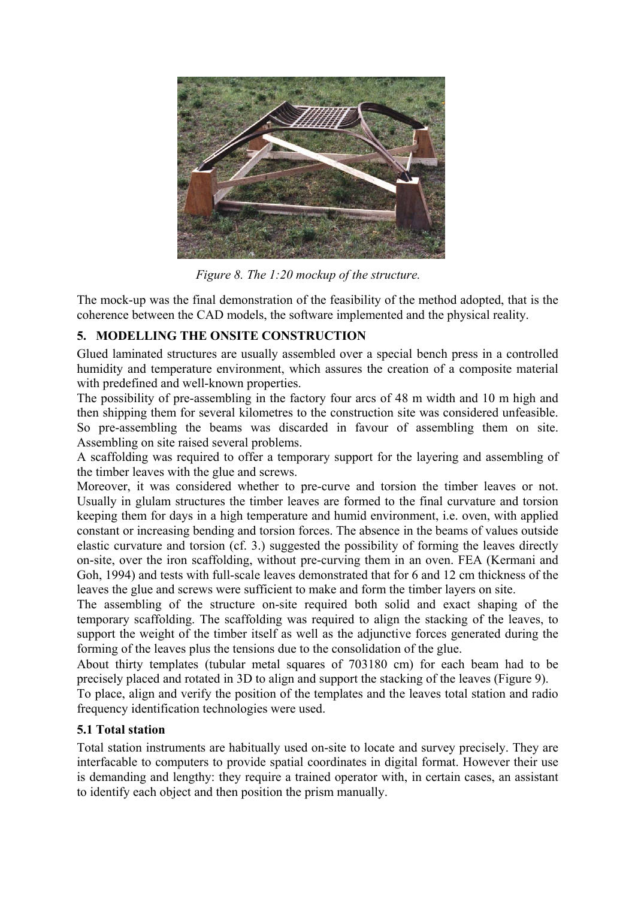*Figure 8. The 1:20 mockup of the structure.*

The mock-up was the final demonstration of the feasibility of the method adopted, that is the coherence between the CAD models, the software implemented and the physical reality.

## 5. MODELLING THE ONSITE CONSTRUCTION

Glued laminated structures are usually assembled over a special bench press in a controlled humidity and temperature environment, which assures the creation of a composite material with predefined and well-known properties.

The possibility of pre-assembling in the factory four arcs of 48 m width and 10 m high and then shipping them for several kilometres to the construction site was considered unfeasible. So pre-assembling the beams was discarded in favour of assembling them on site. Assembling on site raised several problems.

A scaffolding was required to offer a temporary support for the layering and assembling of the timber leaves with the glue and screws.

Moreover, it was considered whether to pre-curve and torsion the timber leaves or not. Usually in glulam structures the timber leaves are formed to the final curvature and torsion keeping them for days in a high temperature and humid environment, i.e. oven, with applied constant or increasing bending and torsion forces. The absence in the beams of values outside elastic curvature and torsion (cf. 3.) suggested the possibility of forming the leaves directly on-site, over the iron scaffolding, without pre-curving them in an oven. FEA (Kermani and Goh, 1994) and tests with full-scale leaves demonstrated that for 6 and 12 cm thickness of the leaves the glue and screws were sufficient to make and form the timber layers on site.

The assembling of the structure on-site required both solid and exact shaping of the temporary scaffolding. The scaffolding was required to align the stacking of the leaves, to support the weight of the timber itself as well as the adjunctive forces generated during the forming of the leaves plus the tensions due to the consolidation of the glue.

About thirty templates (tubular metal squares of 703180 cm) for each beam had to be precisely placed and rotated in 3D to align and support the stacking of the leaves (Figure 9).

To place, align and verify the position of the templates and the leaves total station and radio frequency identification technologies were used.

### 5.1 Total station

Total station instruments are habitually used on-site to locate and survey precisely. They are interfacable to computers to provide spatial coordinates in digital format. However their use is demanding and lengthy: they require a trained operator with, in certain cases, an assistant to identify each object and then position the prism manually.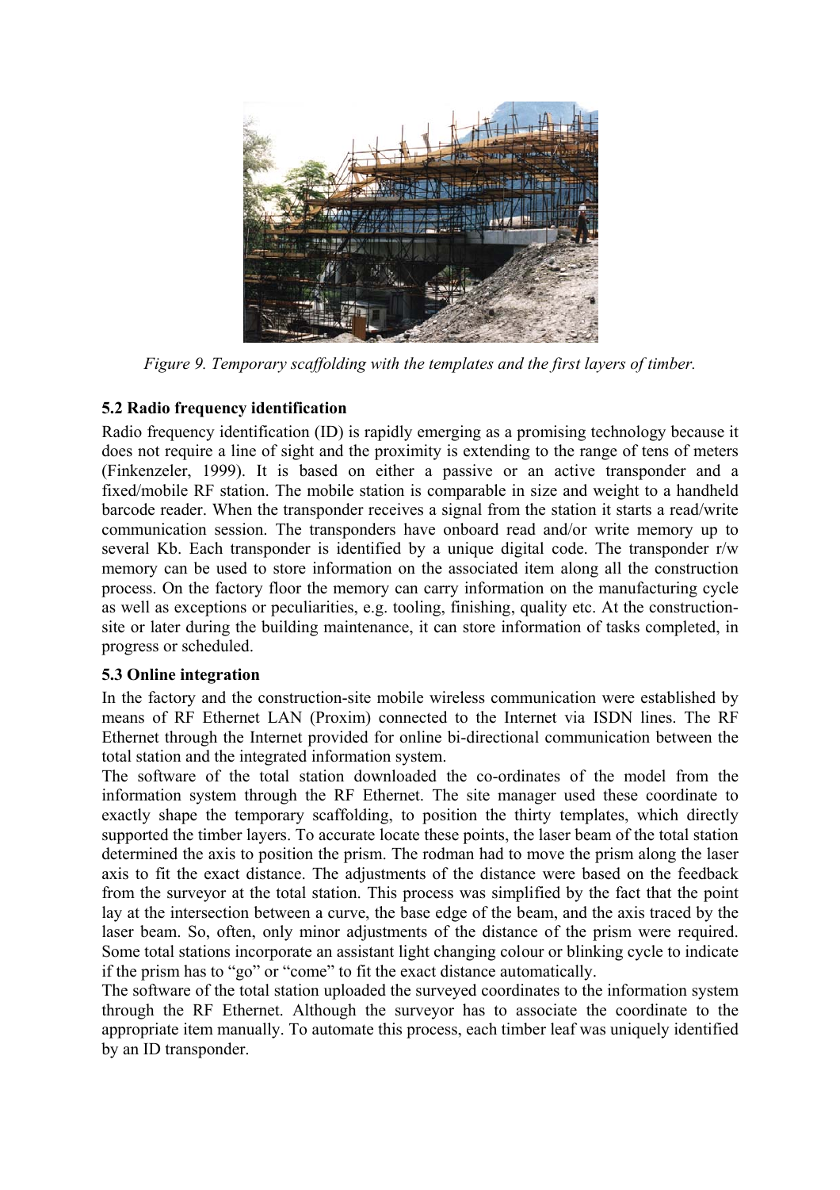*Figure 9. Temporary scaffolding with the templates and the first layers of timber.*

### 5.2 Radio frequency identification

Radio frequency identification (ID) is rapidly emerging as a promising technology because it does not require a line of sight and the proximity is extending to the range of tens of meters (Finkenzeler, 1999). It is based on either a passive or an active transponder and a fixed/mobile RF station. The mobile station is comparable in size and weight to a handheld barcode reader. When the transponder receives a signal from the station it starts a read/write communication session. The transponders have onboard read and/or write memory up to several Kb. Each transponder is identified by a unique digital code. The transponder r/w memory can be used to store information on the associated item along all the construction process. On the factory floor the memory can carry information on the manufacturing cycle as well as exceptions or peculiarities, e.g. tooling, finishing, quality etc. At the construction-site or later during the building maintenance, it can store information of tasks completed, in progress or scheduled.

### 5.3 Online integration

In the factory and the construction-site mobile wireless communication were established by means of RF Ethernet LAN (Proxim) connected to the Internet via ISDN lines. The RF Ethernet through the Internet provided for online bi-directional communication between the total station and the integrated information system.

The software of the total station downloaded the co-ordinates of the model from the information system through the RF Ethernet. The site manager used these coordinate to exactly shape the temporary scaffolding, to position the thirty templates, which directly supported the timber layers. To accurate locate these points, the laser beam of the total station determined the axis to position the prism. The rodman had to move the prism along the laser axis to fit the exact distance. The adjustments of the distance were based on the feedback from the surveyor at the total station. This process was simplified by the fact that the point lay at the intersection between a curve, the base edge of the beam, and the axis traced by the laser beam. So, often, only minor adjustments of the distance of the prism were required. Some total stations incorporate an assistant light changing colour or blinking cycle to indicate if the prism has to "go" or "come" to fit the exact distance automatically.

The software of the total station uploaded the surveyed coordinates to the information system through the RF Ethernet. Although the surveyor has to associate the coordinate to the appropriate item manually. To automate this process, each timber leaf was uniquely identified by an ID transponder.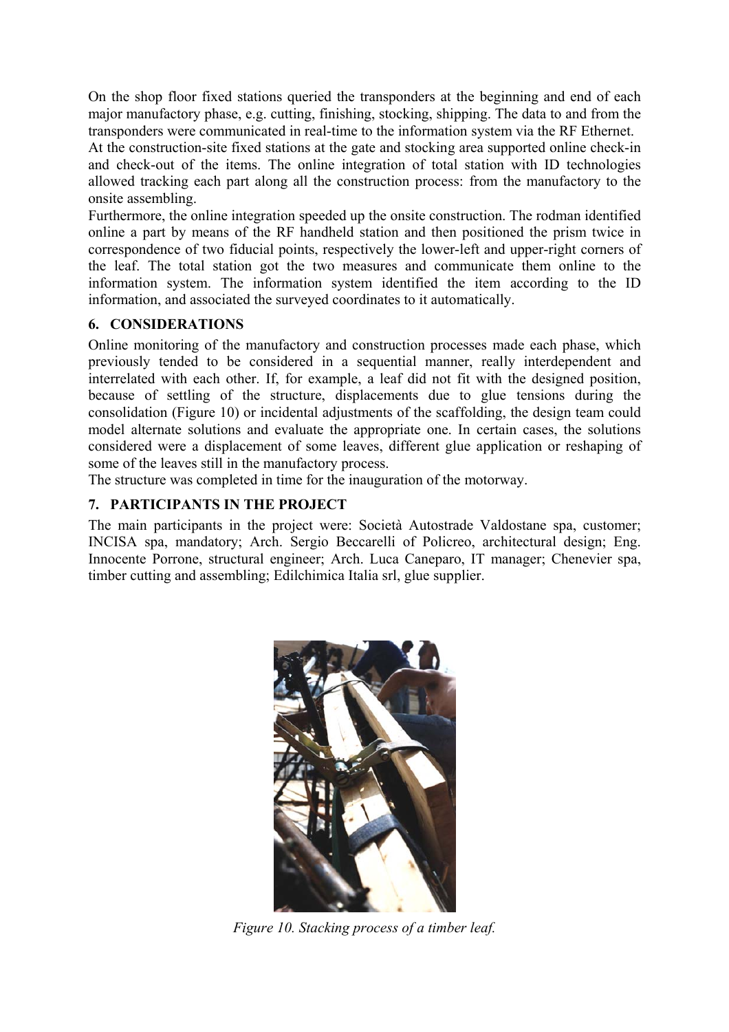On the shop floor fixed stations queried the transponders at the beginning and end of each major manufactory phase, e.g. cutting, finishing, stocking, shipping. The data to and from the transponders were communicated in real-time to the information system via the RF Ethernet.
At the construction-site fixed stations at the gate and stocking area supported online check-in and check-out of the items. The online integration of total station with ID technologies allowed tracking each part along all the construction process: from the manufactory to the onsite assembling.
Furthermore, the online integration speeded up the onsite construction. The rodman identified online a part by means of the RF handheld station and then positioned the prism twice in correspondence of two fiducial points, respectively the lower-left and upper-right corners of the leaf. The total station got the two measures and communicate them online to the information system. The information system identified the item according to the ID information, and associated the surveyed coordinates to it automatically.

## 6. CONSIDERATIONS

Online monitoring of the manufactory and construction processes made each phase, which previously tended to be considered in a sequential manner, really interdependent and interrelated with each other. If, for example, a leaf did not fit with the designed position, because of settling of the structure, displacements due to glue tensions during the consolidation (Figure 10) or incidental adjustments of the scaffolding, the design team could model alternate solutions and evaluate the appropriate one. In certain cases, the solutions considered were a displacement of some leaves, different glue application or reshaping of some of the leaves still in the manufactory process.
The structure was completed in time for the inauguration of the motorway.

## 7. PARTICIPANTS IN THE PROJECT

The main participants in the project were: Società Autostrade Valdostane spa, customer; INCISA spa, mandatory; Arch. Sergio Beccarelli of Policreo, architectural design; Eng. Innocente Porrone, structural engineer; Arch. Luca Caneparo, IT manager; Chenevier spa, timber cutting and assembling; Edilchimica Italia srl, glue supplier.

*Figure 10. Stacking process of a timber leaf.*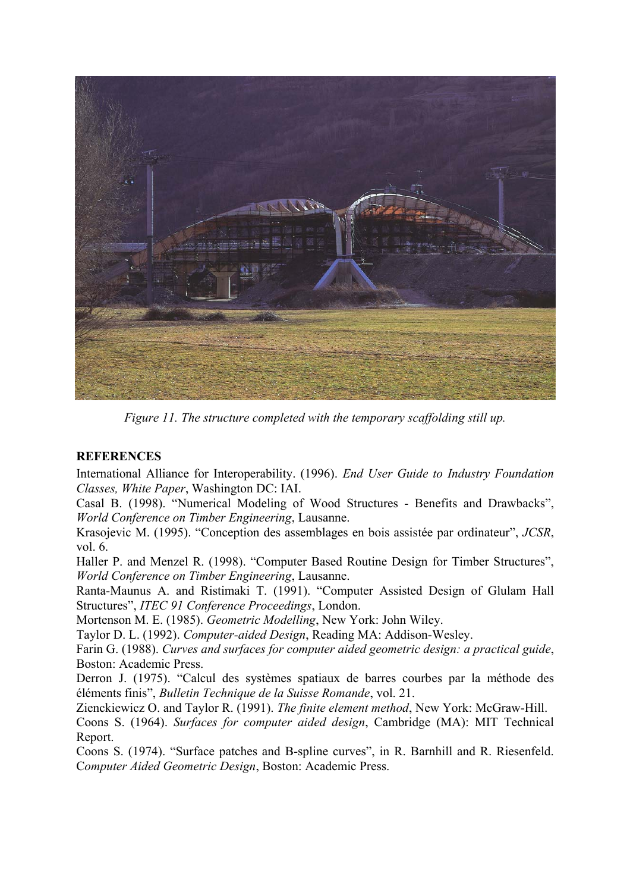*Figure 11. The structure completed with the temporary scaffolding still up.*

## REFERENCES

International Alliance for Interoperability. (1996). *End User Guide to Industry Foundation Classes, White Paper*, Washington DC: IAI.

Casal B. (1998). "Numerical Modeling of Wood Structures - Benefits and Drawbacks", *World Conference on Timber Engineering*, Lausanne.

Krasojevic M. (1995). "Conception des assemblages en bois assistée par ordinateur", *JCSR*, vol. 6.

Haller P. and Menzel R. (1998). "Computer Based Routine Design for Timber Structures", *World Conference on Timber Engineering*, Lausanne.

Ranta-Maunus A. and Ristimaki T. (1991). "Computer Assisted Design of Glulam Hall Structures", *ITEC 91 Conference Proceedings*, London.

Mortenson M. E. (1985). *Geometric Modelling*, New York: John Wiley.

Taylor D. L. (1992). *Computer-aided Design*, Reading MA: Addison-Wesley.

Farin G. (1988). *Curves and surfaces for computer aided geometric design: a practical guide*, Boston: Academic Press.

Derron J. (1975). "Calcul des systèmes spatiaux de barres courbes par la méthode des éléments finis", *Bulletin Technique de la Suisse Romande*, vol. 21.

Zienckiewicz O. and Taylor R. (1991). *The finite element method*, New York: McGraw-Hill.

Coons S. (1964). *Surfaces for computer aided design*, Cambridge (MA): MIT Technical Report.

Coons S. (1974). "Surface patches and B-spline curves", in R. Barnhill and R. Riesenfeld. *Computer Aided Geometric Design*, Boston: Academic Press.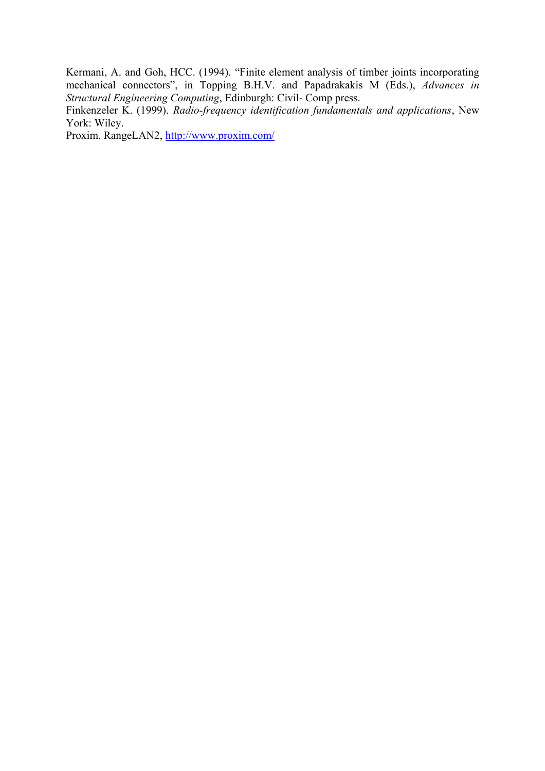Kermani, A. and Goh, HCC. (1994). "Finite element analysis of timber joints incorporating mechanical connectors", in Topping B.H.V. and Papadrakakis M (Eds.), *Advances in Structural Engineering Computing*, Edinburgh: Civil- Comp press.

Finkenzeler K. (1999). *Radio-frequency identification fundamentals and applications*, New York: Wiley.

Proxim. RangeLAN2, http://www.proxim.com/